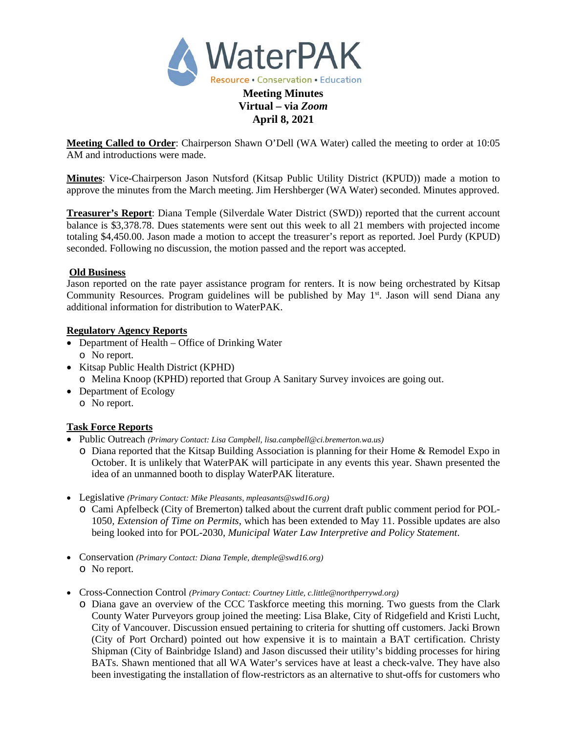# WaterPAK

Resource • Conservation • Education

**Meeting Minutes**
**Virtual – via *Zoom***
**April 8, 2021**

**Meeting Called to Order**: Chairperson Shawn O'Dell (WA Water) called the meeting to order at 10:05 AM and introductions were made.

**Minutes**: Vice-Chairperson Jason Nutsford (Kitsap Public Utility District (KPUD)) made a motion to approve the minutes from the March meeting. Jim Hershberger (WA Water) seconded. Minutes approved.

**Treasurer's Report**: Diana Temple (Silverdale Water District (SWD)) reported that the current account balance is $3,378.78. Dues statements were sent out this week to all 21 members with projected income totaling $4,450.00. Jason made a motion to accept the treasurer's report as reported. Joel Purdy (KPUD) seconded. Following no discussion, the motion passed and the report was accepted.

**Old Business**

Jason reported on the rate payer assistance program for renters. It is now being orchestrated by Kitsap Community Resources. Program guidelines will be published by May 1st. Jason will send Diana any additional information for distribution to WaterPAK.

**Regulatory Agency Reports**

- Department of Health – Office of Drinking Water
  - No report.
- Kitsap Public Health District (KPHD)
  - Melina Knoop (KPHD) reported that Group A Sanitary Survey invoices are going out.
- Department of Ecology
  - No report.

**Task Force Reports**

- Public Outreach *(Primary Contact: Lisa Campbell, lisa.campbell@ci.bremerton.wa.us)*
  - Diana reported that the Kitsap Building Association is planning for their Home & Remodel Expo in October. It is unlikely that WaterPAK will participate in any events this year. Shawn presented the idea of an unmanned booth to display WaterPAK literature.
- Legislative *(Primary Contact: Mike Pleasants, mpleasants@swd16.org)*
  - Cami Apfelbeck (City of Bremerton) talked about the current draft public comment period for POL-1050, *Extension of Time on Permits*, which has been extended to May 11. Possible updates are also being looked into for POL-2030, *Municipal Water Law Interpretive and Policy Statement*.
- Conservation *(Primary Contact: Diana Temple, dtemple@swd16.org)*
  - No report.
- Cross-Connection Control *(Primary Contact: Courtney Little, c.little@northperrywd.org)*
  - Diana gave an overview of the CCC Taskforce meeting this morning. Two guests from the Clark County Water Purveyors group joined the meeting: Lisa Blake, City of Ridgefield and Kristi Lucht, City of Vancouver. Discussion ensued pertaining to criteria for shutting off customers. Jacki Brown (City of Port Orchard) pointed out how expensive it is to maintain a BAT certification. Christy Shipman (City of Bainbridge Island) and Jason discussed their utility's bidding processes for hiring BATs. Shawn mentioned that all WA Water's services have at least a check-valve. They have also been investigating the installation of flow-restrictors as an alternative to shut-offs for customers who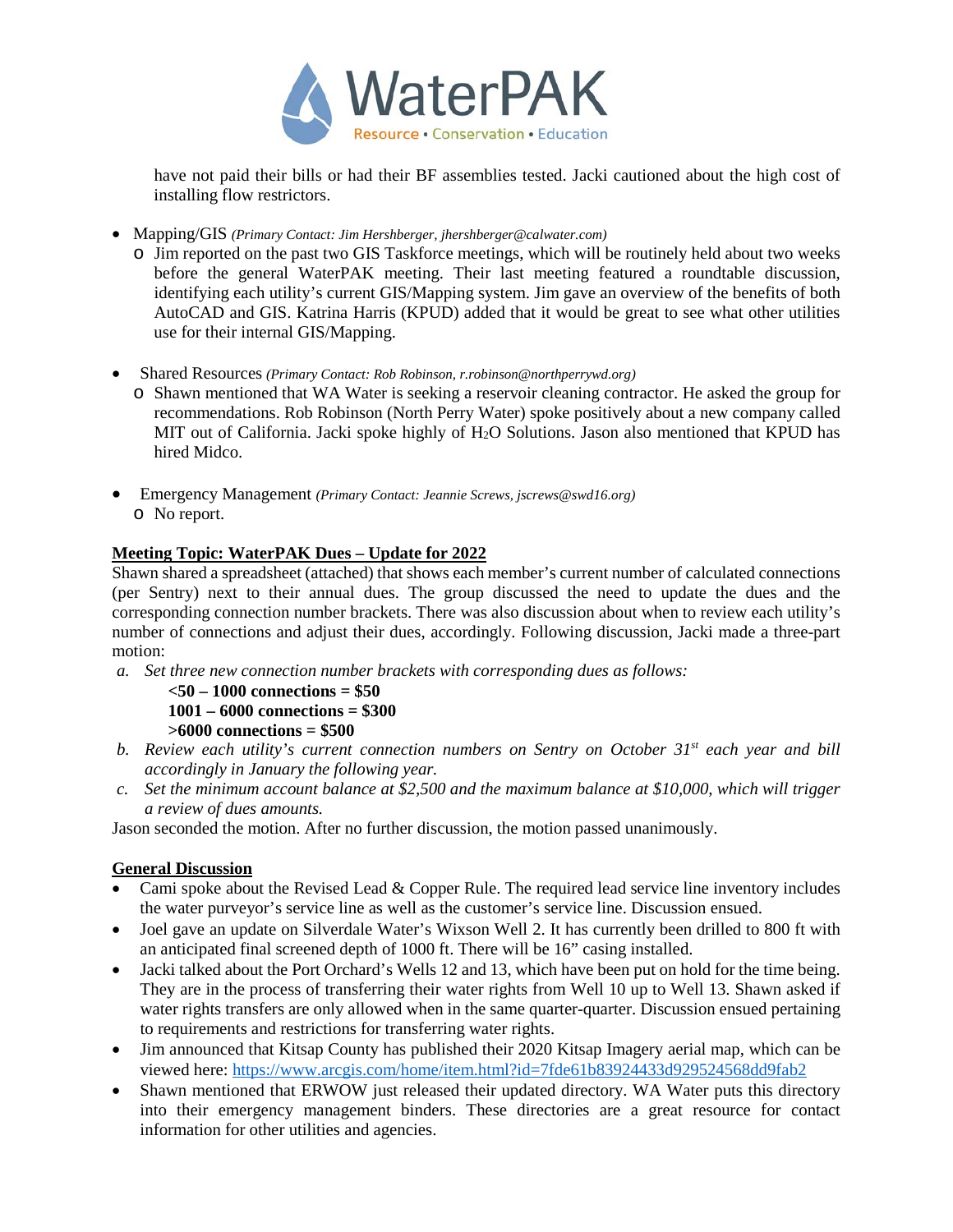have not paid their bills or had their BF assemblies tested. Jacki cautioned about the high cost of installing flow restrictors.

- Mapping/GIS *(Primary Contact: Jim Hershberger, jhershberger@calwater.com)*
  - Jim reported on the past two GIS Taskforce meetings, which will be routinely held about two weeks before the general WaterPAK meeting. Their last meeting featured a roundtable discussion, identifying each utility's current GIS/Mapping system. Jim gave an overview of the benefits of both AutoCAD and GIS. Katrina Harris (KPUD) added that it would be great to see what other utilities use for their internal GIS/Mapping.

- Shared Resources *(Primary Contact: Rob Robinson, r.robinson@northperrywd.org)*
  - Shawn mentioned that WA Water is seeking a reservoir cleaning contractor. He asked the group for recommendations. Rob Robinson (North Perry Water) spoke positively about a new company called MIT out of California. Jacki spoke highly of $H_2O$ Solutions. Jason also mentioned that KPUD has hired Midco.

- Emergency Management *(Primary Contact: Jeannie Screws, jscrews@swd16.org)*
  - No report.

**Meeting Topic: WaterPAK Dues – Update for 2022**

Shawn shared a spreadsheet (attached) that shows each member's current number of calculated connections (per Sentry) next to their annual dues. The group discussed the need to update the dues and the corresponding connection number brackets. There was also discussion about when to review each utility's number of connections and adjust their dues, accordingly. Following discussion, Jacki made a three-part motion:

a. *Set three new connection number brackets with corresponding dues as follows:*
   - **<50 – 1000 connections = $50**
   - **1001 – 6000 connections = $300**
   - **>6000 connections = $500**

b. *Review each utility's current connection numbers on Sentry on October 31st each year and bill accordingly in January the following year.*

c. *Set the minimum account balance at $2,500 and the maximum balance at $10,000, which will trigger a review of dues amounts.*

Jason seconded the motion. After no further discussion, the motion passed unanimously.

**General Discussion**

- Cami spoke about the Revised Lead & Copper Rule. The required lead service line inventory includes the water purveyor's service line as well as the customer's service line. Discussion ensued.
- Joel gave an update on Silverdale Water's Wixson Well 2. It has currently been drilled to 800 ft with an anticipated final screened depth of 1000 ft. There will be 16" casing installed.
- Jacki talked about the Port Orchard's Wells 12 and 13, which have been put on hold for the time being. They are in the process of transferring their water rights from Well 10 up to Well 13. Shawn asked if water rights transfers are only allowed when in the same quarter-quarter. Discussion ensued pertaining to requirements and restrictions for transferring water rights.
- Jim announced that Kitsap County has published their 2020 Kitsap Imagery aerial map, which can be viewed here: https://www.arcgis.com/home/item.html?id=7fde61b83924433d929524568dd9fab2
- Shawn mentioned that ERWOW just released their updated directory. WA Water puts this directory into their emergency management binders. These directories are a great resource for contact information for other utilities and agencies.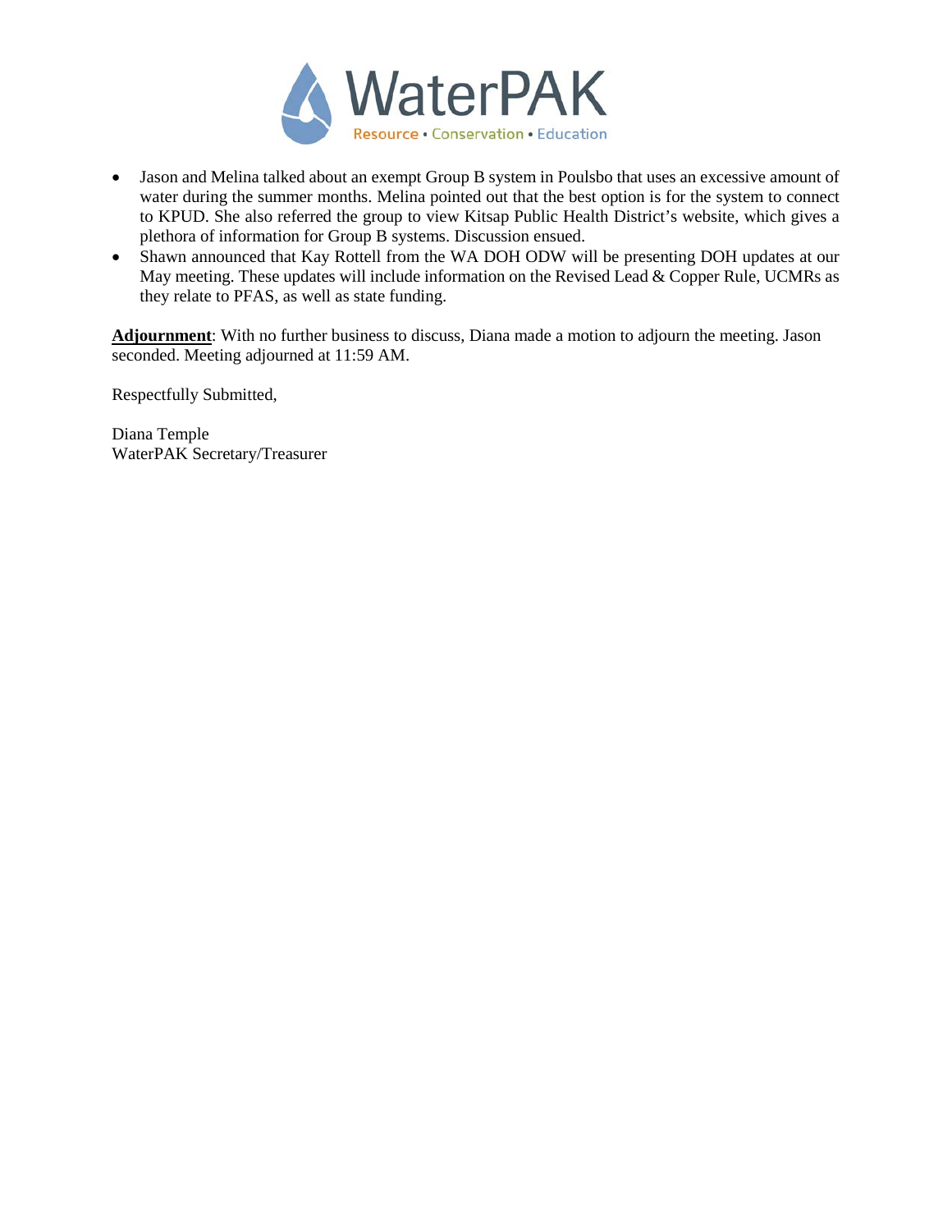- Jason and Melina talked about an exempt Group B system in Poulsbo that uses an excessive amount of water during the summer months. Melina pointed out that the best option is for the system to connect to KPUD. She also referred the group to view Kitsap Public Health District's website, which gives a plethora of information for Group B systems. Discussion ensued.
- Shawn announced that Kay Rottell from the WA DOH ODW will be presenting DOH updates at our May meeting. These updates will include information on the Revised Lead & Copper Rule, UCMRs as they relate to PFAS, as well as state funding.

**Adjournment**: With no further business to discuss, Diana made a motion to adjourn the meeting. Jason seconded. Meeting adjourned at 11:59 AM.

Respectfully Submitted,

Diana Temple
WaterPAK Secretary/Treasurer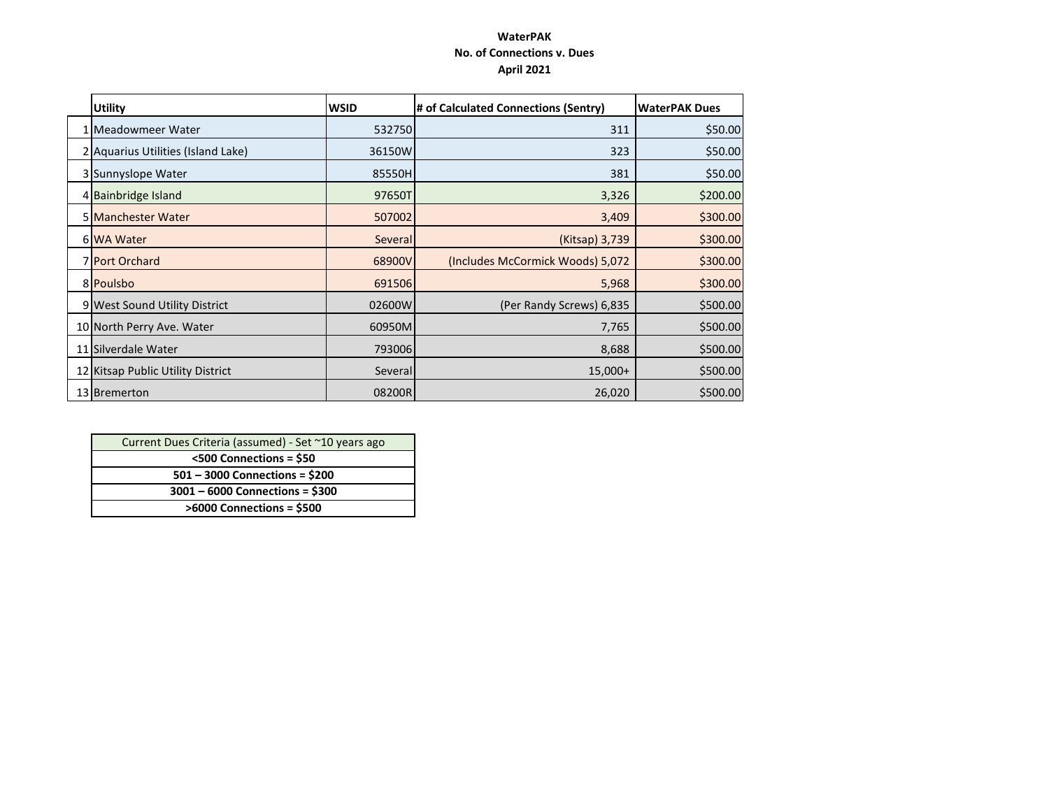**WaterPAK**
**No. of Connections v. Dues**
**April 2021**

| | Utility | WSID | # of Calculated Connections (Sentry) | WaterPAK Dues |
|---|---|---|---|---|
| 1 | Meadowmeer Water | 532750 | 311 | $50.00 |
| 2 | Aquarius Utilities (Island Lake) | 36150W | 323 | $50.00 |
| 3 | Sunnyslope Water | 85550H | 381 | $50.00 |
| 4 | Bainbridge Island | 97650T | 3,326 | $200.00 |
| 5 | Manchester Water | 507002 | 3,409 | $300.00 |
| 6 | WA Water | Several | (Kitsap) 3,739 | $300.00 |
| 7 | Port Orchard | 68900V | (Includes McCormick Woods) 5,072 | $300.00 |
| 8 | Poulsbo | 691506 | 5,968 | $300.00 |
| 9 | West Sound Utility District | 02600W | (Per Randy Screws) 6,835 | $500.00 |
| 10 | North Perry Ave. Water | 60950M | 7,765 | $500.00 |
| 11 | Silverdale Water | 793006 | 8,688 | $500.00 |
| 12 | Kitsap Public Utility District | Several | 15,000+ | $500.00 |
| 13 | Bremerton | 08200R | 26,020 | $500.00 |

| Current Dues Criteria (assumed) - Set ~10 years ago |
|---|
| **<500 Connections = $50** |
| **501 – 3000 Connections = $200** |
| **3001 – 6000 Connections = $300** |
| **>6000 Connections = $500** |